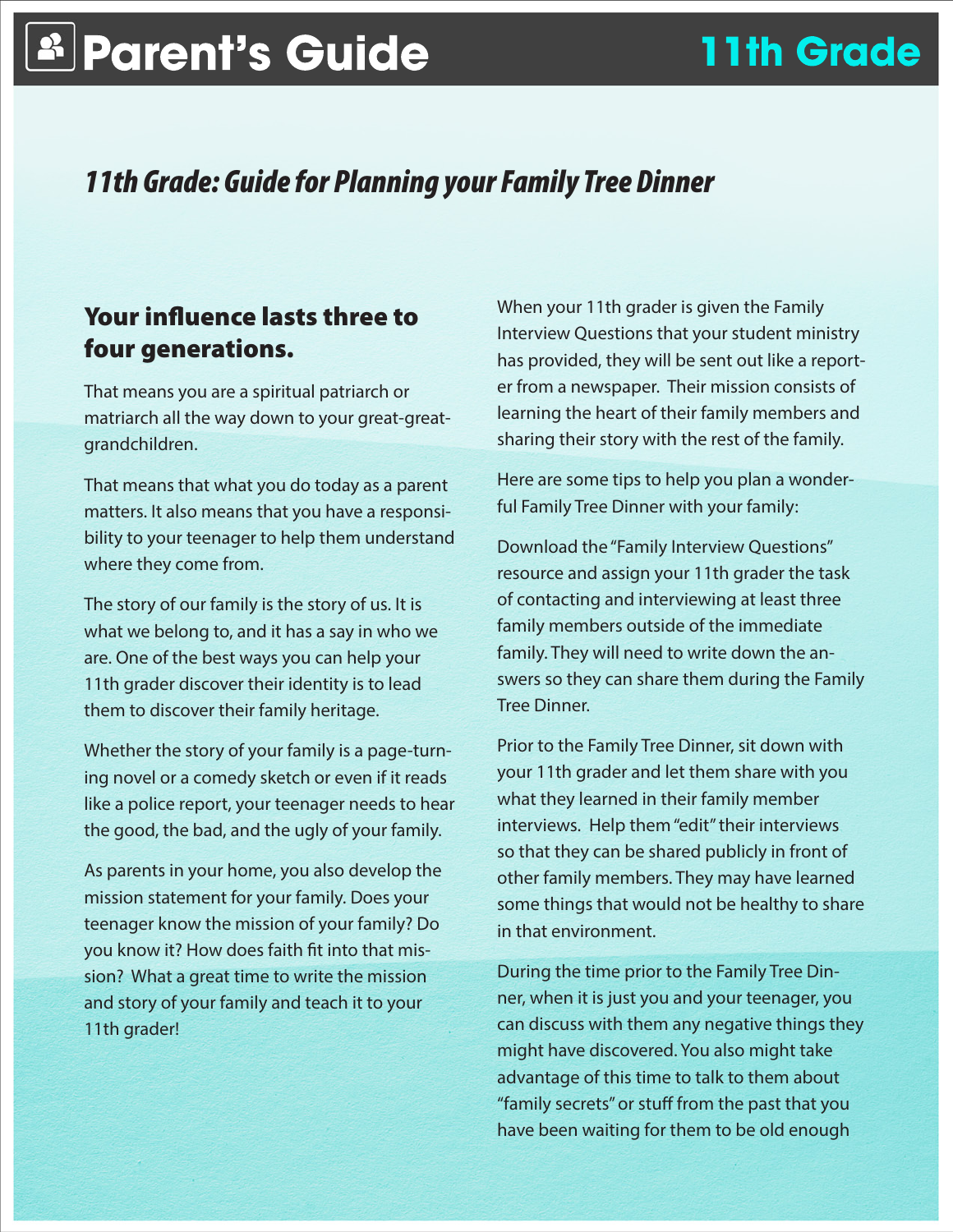# Parent's Guide — 11th Grade

## *11th Grade: Guide for Planning your Family Tree Dinner*

### Your influence lasts three to four generations.

That means you are a spiritual patriarch or matriarch all the way down to your great-great-grandchildren.

That means that what you do today as a parent matters. It also means that you have a responsibility to your teenager to help them understand where they come from.

The story of our family is the story of us. It is what we belong to, and it has a say in who we are. One of the best ways you can help your 11th grader discover their identity is to lead them to discover their family heritage.

Whether the story of your family is a page-turning novel or a comedy sketch or even if it reads like a police report, your teenager needs to hear the good, the bad, and the ugly of your family.

As parents in your home, you also develop the mission statement for your family. Does your teenager know the mission of your family? Do you know it? How does faith fit into that mission? What a great time to write the mission and story of your family and teach it to your 11th grader!

When your 11th grader is given the Family Interview Questions that your student ministry has provided, they will be sent out like a reporter from a newspaper. Their mission consists of learning the heart of their family members and sharing their story with the rest of the family.

Here are some tips to help you plan a wonderful Family Tree Dinner with your family:

Download the "Family Interview Questions" resource and assign your 11th grader the task of contacting and interviewing at least three family members outside of the immediate family. They will need to write down the answers so they can share them during the Family Tree Dinner.

Prior to the Family Tree Dinner, sit down with your 11th grader and let them share with you what they learned in their family member interviews. Help them "edit" their interviews so that they can be shared publicly in front of other family members. They may have learned some things that would not be healthy to share in that environment.

During the time prior to the Family Tree Dinner, when it is just you and your teenager, you can discuss with them any negative things they might have discovered. You also might take advantage of this time to talk to them about "family secrets" or stuff from the past that you have been waiting for them to be old enough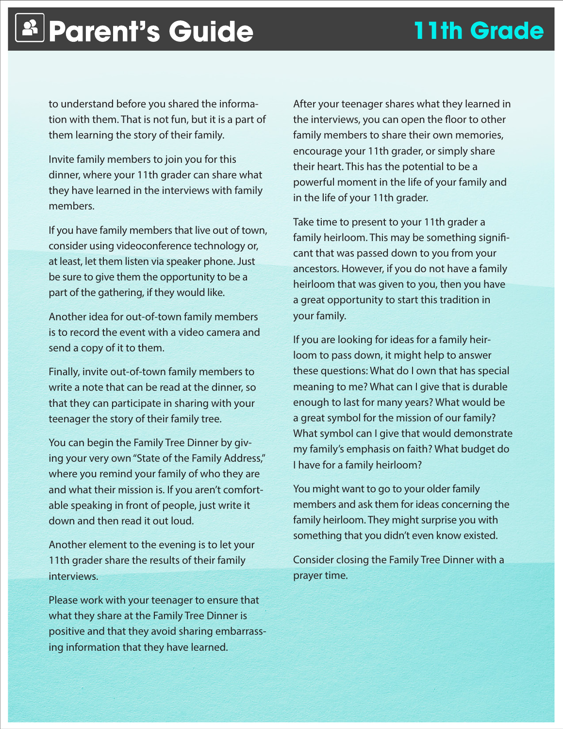to understand before you shared the information with them. That is not fun, but it is a part of them learning the story of their family.

Invite family members to join you for this dinner, where your 11th grader can share what they have learned in the interviews with family members.

If you have family members that live out of town, consider using videoconference technology or, at least, let them listen via speaker phone. Just be sure to give them the opportunity to be a part of the gathering, if they would like.

Another idea for out-of-town family members is to record the event with a video camera and send a copy of it to them.

Finally, invite out-of-town family members to write a note that can be read at the dinner, so that they can participate in sharing with your teenager the story of their family tree.

You can begin the Family Tree Dinner by giving your very own "State of the Family Address," where you remind your family of who they are and what their mission is. If you aren't comfortable speaking in front of people, just write it down and then read it out loud.

Another element to the evening is to let your 11th grader share the results of their family interviews.

Please work with your teenager to ensure that what they share at the Family Tree Dinner is positive and that they avoid sharing embarrassing information that they have learned.

After your teenager shares what they learned in the interviews, you can open the floor to other family members to share their own memories, encourage your 11th grader, or simply share their heart. This has the potential to be a powerful moment in the life of your family and in the life of your 11th grader.

Take time to present to your 11th grader a family heirloom. This may be something significant that was passed down to you from your ancestors. However, if you do not have a family heirloom that was given to you, then you have a great opportunity to start this tradition in your family.

If you are looking for ideas for a family heirloom to pass down, it might help to answer these questions: What do I own that has special meaning to me? What can I give that is durable enough to last for many years? What would be a great symbol for the mission of our family? What symbol can I give that would demonstrate my family's emphasis on faith? What budget do I have for a family heirloom?

You might want to go to your older family members and ask them for ideas concerning the family heirloom. They might surprise you with something that you didn't even know existed.

Consider closing the Family Tree Dinner with a prayer time.